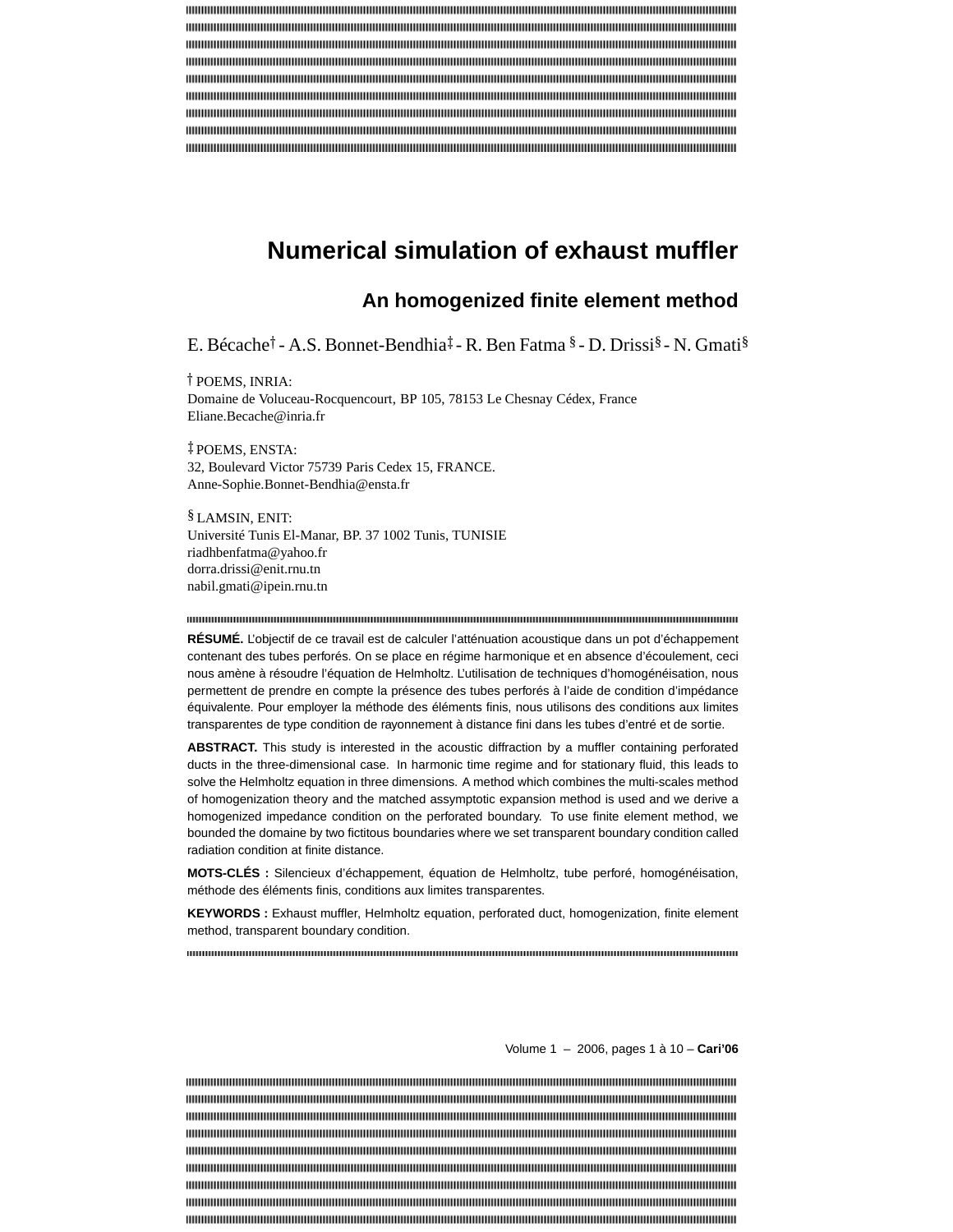# Numerical simulation of exhaust muffler

## An homogenized finite element method

E. Bécache[†] - A.S. Bonnet-Bendhia[‡] - R. Ben Fatma [§] - D. Drissi[§] - N. Gmati[§]

[†] POEMS, INRIA:
Domaine de Voluceau-Rocquencourt, BP 105, 78153 Le Chesnay Cédex, France
Eliane.Becache@inria.fr

[‡] POEMS, ENSTA:
32, Boulevard Victor 75739 Paris Cedex 15, FRANCE.
Anne-Sophie.Bonnet-Bendhia@ensta.fr

[§] LAMSIN, ENIT:
Université Tunis El-Manar, BP. 37 1002 Tunis, TUNISIE
riadhbenfatma@yahoo.fr
dorra.drissi@enit.rnu.tn
nabil.gmati@ipein.rnu.tn

**RÉSUMÉ.** L'objectif de ce travail est de calculer l'atténuation acoustique dans un pot d'échappement contenant des tubes perforés. On se place en régime harmonique et en absence d'écoulement, ceci nous amène à résoudre l'équation de Helmholtz. L'utilisation de techniques d'homogénéisation, nous permettent de prendre en compte la présence des tubes perforés à l'aide de condition d'impédance équivalente. Pour employer la méthode des éléments finis, nous utilisons des conditions aux limites transparentes de type condition de rayonnement à distance fini dans les tubes d'entré et de sortie.

**ABSTRACT.** This study is interested in the acoustic diffraction by a muffler containing perforated ducts in the three-dimensional case. In harmonic time regime and for stationary fluid, this leads to solve the Helmholtz equation in three dimensions. A method which combines the multi-scales method of homogenization theory and the matched assymptotic expansion method is used and we derive a homogenized impedance condition on the perforated boundary. To use finite element method, we bounded the domaine by two fictitous boundaries where we set transparent boundary condition called radiation condition at finite distance.

**MOTS-CLÉS :** Silencieux d'échappement, équation de Helmholtz, tube perforé, homogénéisation, méthode des éléments finis, conditions aux limites transparentes.

**KEYWORDS :** Exhaust muffler, Helmholtz equation, perforated duct, homogenization, finite element method, transparent boundary condition.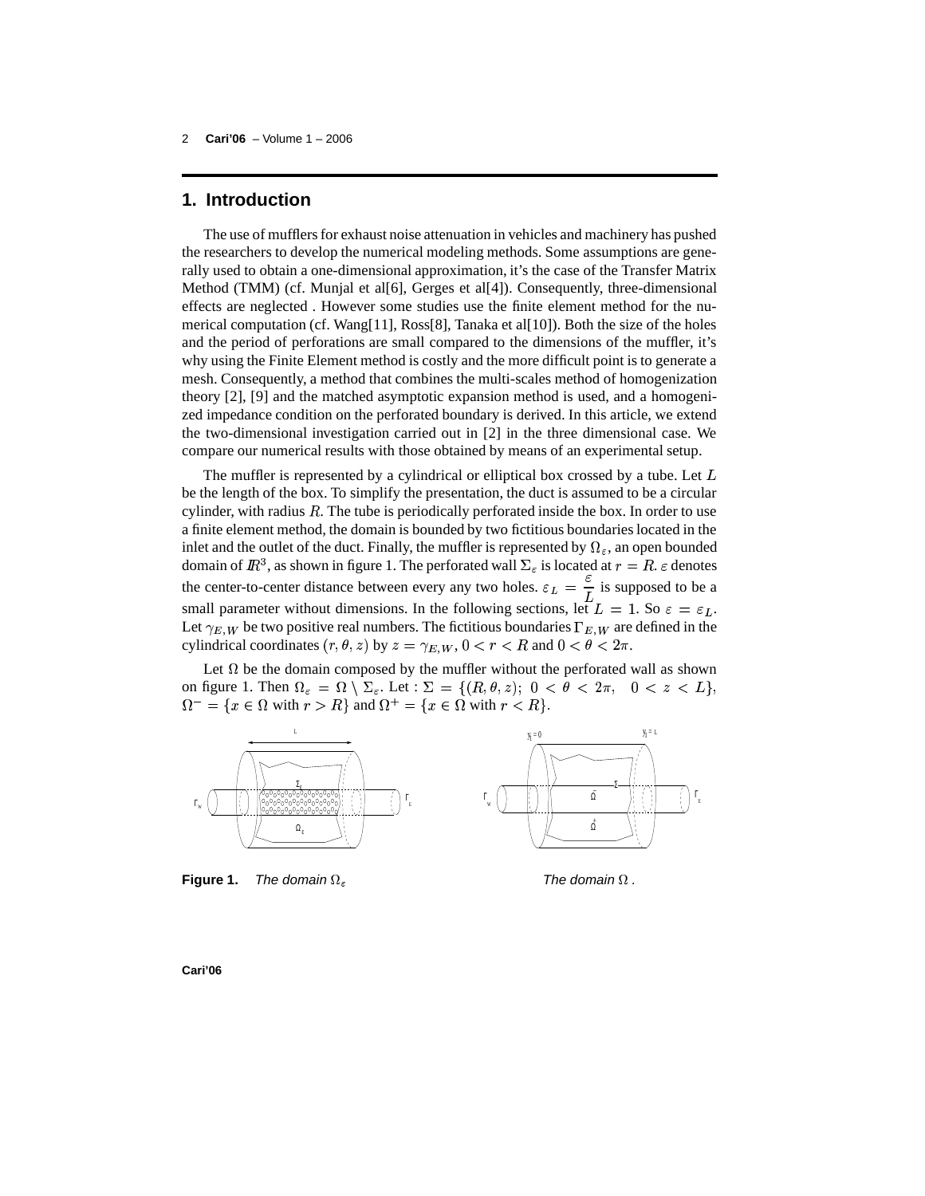## 1. Introduction

The use of mufflers for exhaust noise attenuation in vehicles and machinery has pushed the researchers to develop the numerical modeling methods. Some assumptions are generally used to obtain a one-dimensional approximation, it's the case of the Transfer Matrix Method (TMM) (cf. Munjal et al[6], Gerges et al[4]). Consequently, three-dimensional effects are neglected . However some studies use the finite element method for the numerical computation (cf. Wang[11], Ross[8], Tanaka et al[10]). Both the size of the holes and the period of perforations are small compared to the dimensions of the muffler, it's why using the Finite Element method is costly and the more difficult point is to generate a mesh. Consequently, a method that combines the multi-scales method of homogenization theory [2], [9] and the matched asymptotic expansion method is used, and a homogenized impedance condition on the perforated boundary is derived. In this article, we extend the two-dimensional investigation carried out in [2] in the three dimensional case. We compare our numerical results with those obtained by means of an experimental setup.

The muffler is represented by a cylindrical or elliptical box crossed by a tube. Let $L$ be the length of the box. To simplify the presentation, the duct is assumed to be a circular cylinder, with radius $R$. The tube is periodically perforated inside the box. In order to use a finite element method, the domain is bounded by two fictitious boundaries located in the inlet and the outlet of the duct. Finally, the muffler is represented by $\Omega_\varepsilon$, an open bounded domain of $I\!R^3$, as shown in figure 1. The perforated wall $\Sigma_\varepsilon$ is located at $r = R$. $\varepsilon$ denotes the center-to-center distance between every any two holes. $\varepsilon_L = \dfrac{\varepsilon}{L}$ is supposed to be a small parameter without dimensions. In the following sections, let $L = 1$. So $\varepsilon = \varepsilon_L$. Let $\gamma_{E,W}$ be two positive real numbers. The fictitious boundaries $\Gamma_{E,W}$ are defined in the cylindrical coordinates $(r, \theta, z)$ by $z = \gamma_{E,W}$, $0 < r < R$ and $0 < \theta < 2\pi$.

Let $\Omega$ be the domain composed by the muffler without the perforated wall as shown on figure 1. Then $\Omega_\varepsilon = \Omega \setminus \Sigma_\varepsilon$. Let : $\Sigma = \{(R, \theta, z);\ 0 < \theta < 2\pi,\quad 0 < z < L\}$, $\Omega^- = \{x \in \Omega \text{ with } r > R\}$ and $\Omega^+ = \{x \in \Omega \text{ with } r < R\}$.

**Figure 1.** *The domain $\Omega_\varepsilon$* *The domain $\Omega$ .*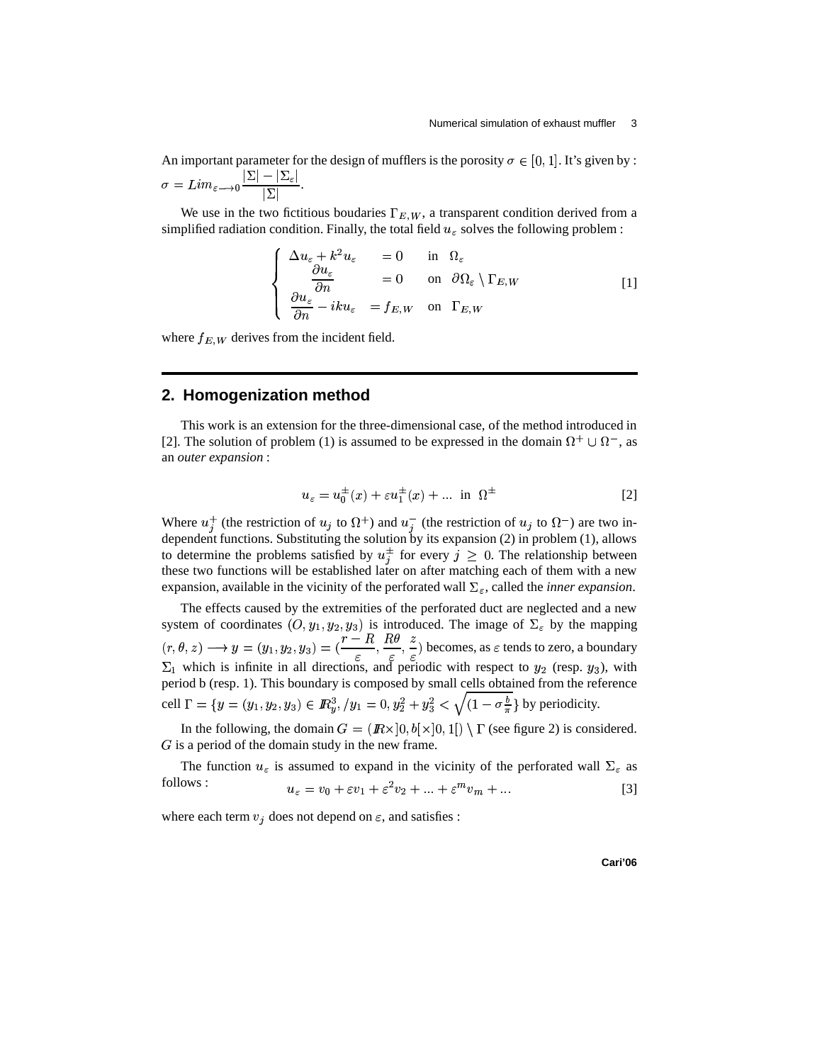An important parameter for the design of mufflers is the porosity $\sigma \in [0,1]$. It's given by : $\sigma = Lim_{\varepsilon \longrightarrow 0} \dfrac{|\Sigma| - |\Sigma_\varepsilon|}{|\Sigma|}$.

We use in the two fictitious boudaries $\Gamma_{E,W}$, a transparent condition derived from a simplified radiation condition. Finally, the total field $u_\varepsilon$ solves the following problem :

$$\left\{ \begin{array}{lll} \Delta u_\varepsilon + k^2 u_\varepsilon & = 0 & \text{in} \quad \Omega_\varepsilon \\ \dfrac{\partial u_\varepsilon}{\partial n} & = 0 & \text{on} \quad \partial\Omega_\varepsilon \setminus \Gamma_{E,W} \\ \dfrac{\partial u_\varepsilon}{\partial n} - iku_\varepsilon & = f_{E,W} & \text{on} \quad \Gamma_{E,W} \end{array} \right. \qquad [1]$$

where $f_{E,W}$ derives from the incident field.

## 2. Homogenization method

This work is an extension for the three-dimensional case, of the method introduced in [2]. The solution of problem (1) is assumed to be expressed in the domain $\Omega^+ \cup \Omega^-$, as an *outer expansion* :

$$u_\varepsilon = u_0^\pm(x) + \varepsilon u_1^\pm(x) + \ldots \ \text{ in } \ \Omega^\pm \qquad [2]$$

Where $u_j^+$ (the restriction of $u_j$ to $\Omega^+$) and $u_j^-$ (the restriction of $u_j$ to $\Omega^-$) are two independent functions. Substituting the solution by its expansion (2) in problem (1), allows to determine the problems satisfied by $u_j^\pm$ for every $j \geq 0$. The relationship between these two functions will be established later on after matching each of them with a new expansion, available in the vicinity of the perforated wall $\Sigma_\varepsilon$, called the *inner expansion*.

The effects caused by the extremities of the perforated duct are neglected and a new system of coordinates $(O, y_1, y_2, y_3)$ is introduced. The image of $\Sigma_\varepsilon$ by the mapping $(r, \theta, z) \longrightarrow y = (y_1, y_2, y_3) = (\dfrac{r-R}{\varepsilon}, \dfrac{R\theta}{\varepsilon}, \dfrac{z}{\varepsilon})$ becomes, as $\varepsilon$ tends to zero, a boundary $\Sigma_1$ which is infinite in all directions, and periodic with respect to $y_2$ (resp. $y_3$), with period b (resp. 1). This boundary is composed by small cells obtained from the reference cell $\Gamma = \{y = (y_1, y_2, y_3) \in I\!\!R_y^3, / y_1 = 0, y_2^2 + y_3^2 < \sqrt{(1 - \sigma\frac{b}{\pi}})\}$ by periodicity.

In the following, the domain $G = (I\!\!R \times ]0, b[\times]0,1[) \setminus \Gamma$ (see figure 2) is considered. $G$ is a period of the domain study in the new frame.

The function $u_\varepsilon$ is assumed to expand in the vicinity of the perforated wall $\Sigma_\varepsilon$ as follows :

$$u_\varepsilon = v_0 + \varepsilon v_1 + \varepsilon^2 v_2 + \ldots + \varepsilon^m v_m + \ldots \qquad [3]$$

where each term $v_j$ does not depend on $\varepsilon$, and satisfies :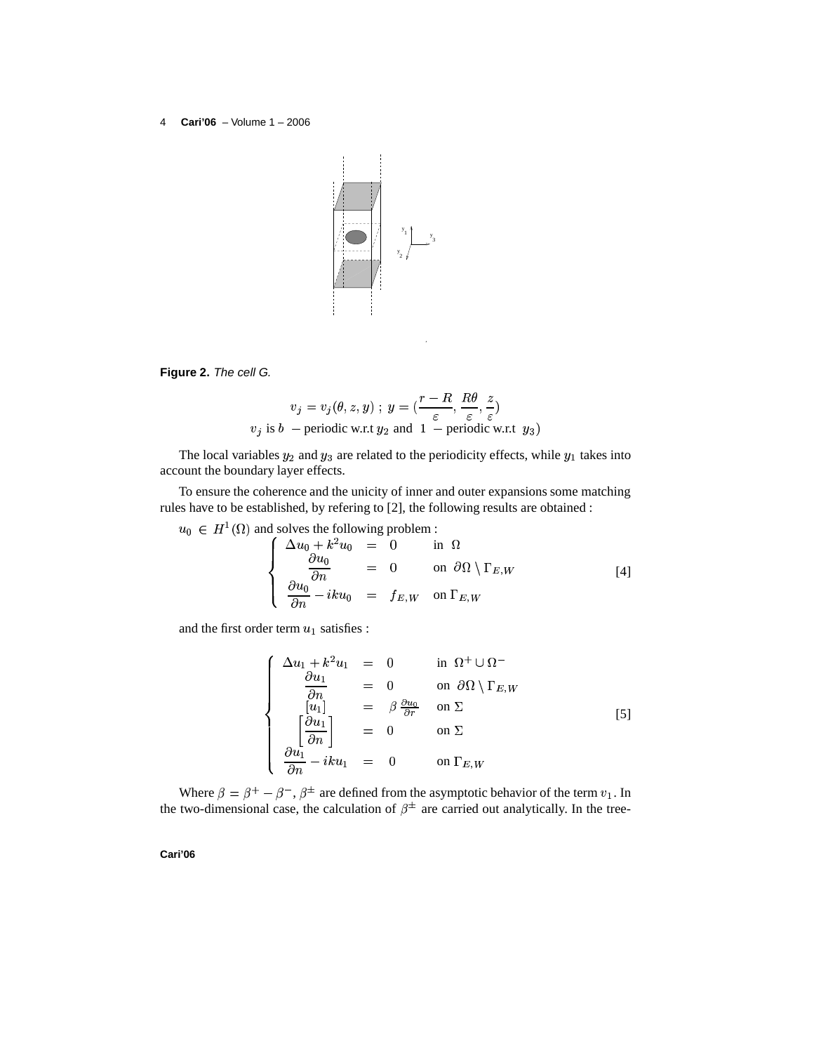**Figure 2.** *The cell G.*

$$v_j = v_j(\theta, z, y) \; ; \; y = (\frac{r-R}{\varepsilon}, \frac{R\theta}{\varepsilon}, \frac{z}{\varepsilon})$$
$$v_j \text{ is } b \text{ -- periodic w.r.t } y_2 \text{ and } 1 \text{ -- periodic w.r.t } y_3)$$

The local variables $y_2$ and $y_3$ are related to the periodicity effects, while $y_1$ takes into account the boundary layer effects.

To ensure the coherence and the unicity of inner and outer expansions some matching rules have to be established, by refering to [2], the following results are obtained :

$u_0 \in H^1(\Omega)$ and solves the following problem :

$$\left\{ \begin{array}{rcll} \Delta u_0 + k^2 u_0 & = & 0 & \text{in } \Omega \\ \dfrac{\partial u_0}{\partial n} & = & 0 & \text{on } \partial\Omega \setminus \Gamma_{E,W} \\ \dfrac{\partial u_0}{\partial n} - iku_0 & = & f_{E,W} & \text{on } \Gamma_{E,W} \end{array} \right. \quad [4]$$

and the first order term $u_1$ satisfies :

$$\left\{ \begin{array}{rcll} \Delta u_1 + k^2 u_1 & = & 0 & \text{in } \Omega^+ \cup \Omega^- \\ \dfrac{\partial u_1}{\partial n} & = & 0 & \text{on } \partial\Omega \setminus \Gamma_{E,W} \\ [u_1] & = & \beta \frac{\partial u_0}{\partial r} & \text{on } \Sigma \\ \left[ \dfrac{\partial u_1}{\partial n} \right] & = & 0 & \text{on } \Sigma \\ \dfrac{\partial u_1}{\partial n} - iku_1 & = & 0 & \text{on } \Gamma_{E,W} \end{array} \right. \quad [5]$$

Where $\beta = \beta^+ - \beta^-$, $\beta^\pm$ are defined from the asymptotic behavior of the term $v_1$. In the two-dimensional case, the calculation of $\beta^\pm$ are carried out analytically. In the tree-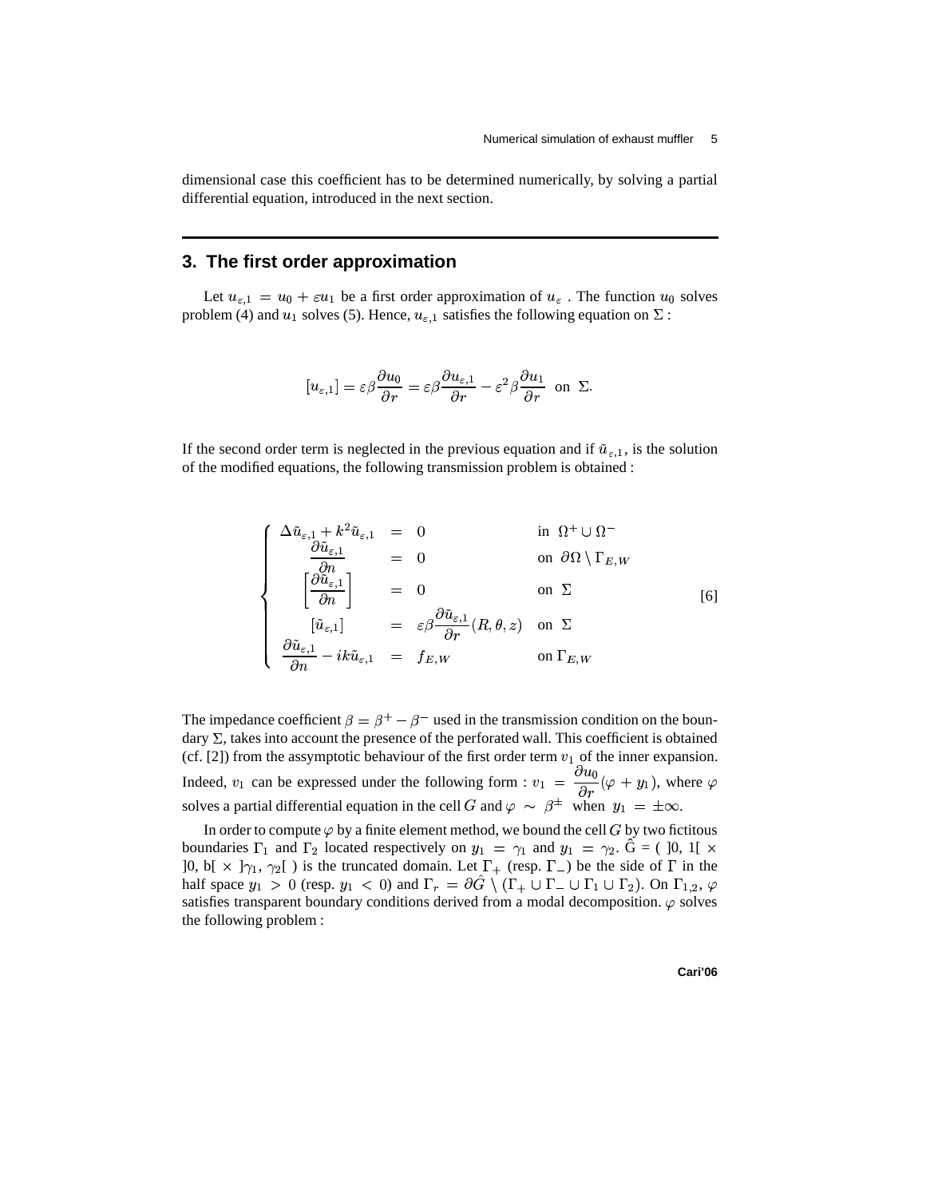dimensional case this coefficient has to be determined numerically, by solving a partial differential equation, introduced in the next section.

## 3. The first order approximation

Let $u_{\varepsilon,1} = u_0 + \varepsilon u_1$ be a first order approximation of $u_\varepsilon$ . The function $u_0$ solves problem (4) and $u_1$ solves (5). Hence, $u_{\varepsilon,1}$ satisfies the following equation on $\Sigma$ :

$$[u_{\varepsilon,1}] = \varepsilon\beta\frac{\partial u_0}{\partial r} = \varepsilon\beta\frac{\partial u_{\varepsilon,1}}{\partial r} - \varepsilon^2\beta\frac{\partial u_1}{\partial r} \;\text{ on }\; \Sigma.$$

If the second order term is neglected in the previous equation and if $\tilde{u}_{\varepsilon,1}$, is the solution of the modified equations, the following transmission problem is obtained :

$$\left\{\begin{array}{lcll} \Delta\tilde{u}_{\varepsilon,1} + k^2\tilde{u}_{\varepsilon,1} & = & 0 & \text{in } \Omega^+\cup\Omega^- \\ \dfrac{\partial\tilde{u}_{\varepsilon,1}}{\partial n} & = & 0 & \text{on } \partial\Omega\setminus\Gamma_{E,W} \\ \left[\dfrac{\partial\tilde{u}_{\varepsilon,1}}{\partial n}\right] & = & 0 & \text{on } \Sigma \\ [\tilde{u}_{\varepsilon,1}] & = & \varepsilon\beta\dfrac{\partial\tilde{u}_{\varepsilon,1}}{\partial r}(R,\theta,z) & \text{on } \Sigma \\ \dfrac{\partial\tilde{u}_{\varepsilon,1}}{\partial n} - ik\tilde{u}_{\varepsilon,1} & = & f_{E,W} & \text{on } \Gamma_{E,W} \end{array}\right. \qquad [6]$$

The impedance coefficient $\beta = \beta^+ - \beta^-$ used in the transmission condition on the boundary $\Sigma$, takes into account the presence of the perforated wall. This coefficient is obtained (cf. [2]) from the assymptotic behaviour of the first order term $v_1$ of the inner expansion. Indeed, $v_1$ can be expressed under the following form : $v_1 = \dfrac{\partial u_0}{\partial r}(\varphi + y_1)$, where $\varphi$ solves a partial differential equation in the cell $G$ and $\varphi \sim \beta^\pm$ when $y_1 = \pm\infty$.

In order to compute $\varphi$ by a finite element method, we bound the cell $G$ by two fictitous boundaries $\Gamma_1$ and $\Gamma_2$ located respectively on $y_1 = \gamma_1$ and $y_1 = \gamma_2$. $\hat{G} = (\,]0, 1[\, \times\, ]0, b[\, \times\, ]\gamma_1, \gamma_2[\,)$ is the truncated domain. Let $\Gamma_+$ (resp. $\Gamma_-$) be the side of $\Gamma$ in the half space $y_1 > 0$ (resp. $y_1 < 0$) and $\Gamma_r = \partial\hat{G} \setminus (\Gamma_+ \cup \Gamma_- \cup \Gamma_1 \cup \Gamma_2)$. On $\Gamma_{1,2}$, $\varphi$ satisfies transparent boundary conditions derived from a modal decomposition. $\varphi$ solves the following problem :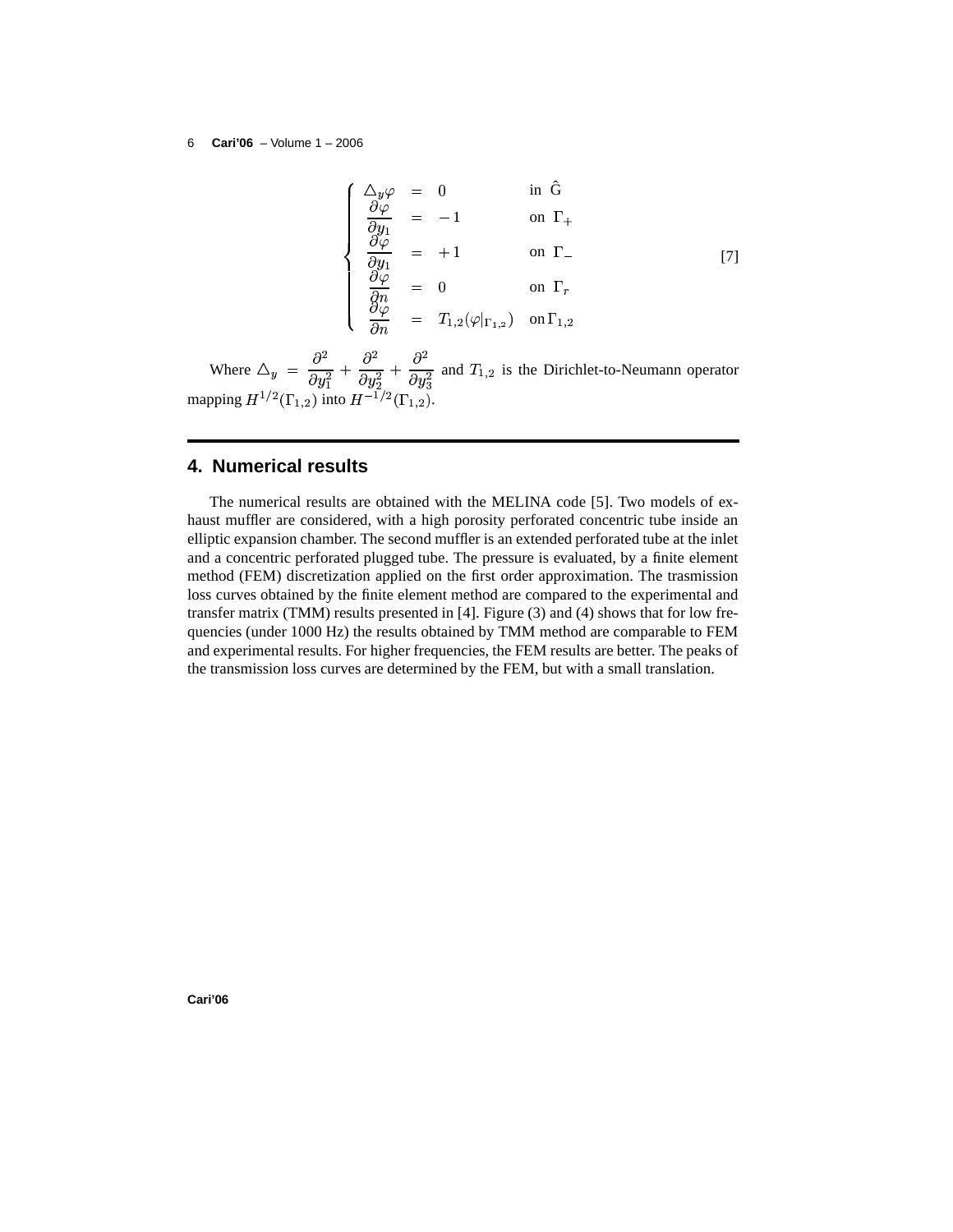$$
\left\{
\begin{array}{lcll}
\triangle_y \varphi & = & 0 & \text{in } \hat{\mathrm{G}} \\
\dfrac{\partial \varphi}{\partial y_1} & = & -1 & \text{on } \Gamma_+ \\
\dfrac{\partial \varphi}{\partial y_1} & = & +1 & \text{on } \Gamma_- \\
\dfrac{\partial \varphi}{\partial n} & = & 0 & \text{on } \Gamma_r \\
\dfrac{\partial \varphi}{\partial n} & = & T_{1,2}(\varphi|_{\Gamma_{1,2}}) & \text{on}\, \Gamma_{1,2}
\end{array}
\right. \qquad [7]
$$

Where $\triangle_y = \dfrac{\partial^2}{\partial y_1^2} + \dfrac{\partial^2}{\partial y_2^2} + \dfrac{\partial^2}{\partial y_3^2}$ and $T_{1,2}$ is the Dirichlet-to-Neumann operator mapping $H^{1/2}(\Gamma_{1,2})$ into $H^{-1/2}(\Gamma_{1,2})$.

## 4. Numerical results

The numerical results are obtained with the MELINA code [5]. Two models of exhaust muffler are considered, with a high porosity perforated concentric tube inside an elliptic expansion chamber. The second muffler is an extended perforated tube at the inlet and a concentric perforated plugged tube. The pressure is evaluated, by a finite element method (FEM) discretization applied on the first order approximation. The trasmission loss curves obtained by the finite element method are compared to the experimental and transfer matrix (TMM) results presented in [4]. Figure (3) and (4) shows that for low frequencies (under 1000 Hz) the results obtained by TMM method are comparable to FEM and experimental results. For higher frequencies, the FEM results are better. The peaks of the transmission loss curves are determined by the FEM, but with a small translation.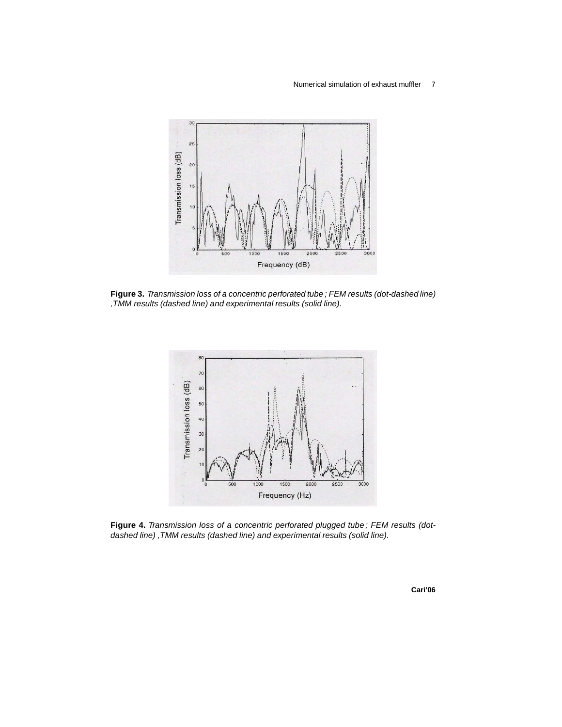**Figure 3.** *Transmission loss of a concentric perforated tube ; FEM results (dot-dashed line) ,TMM results (dashed line) and experimental results (solid line).*

**Figure 4.** *Transmission loss of a concentric perforated plugged tube ; FEM results (dot-dashed line) ,TMM results (dashed line) and experimental results (solid line).*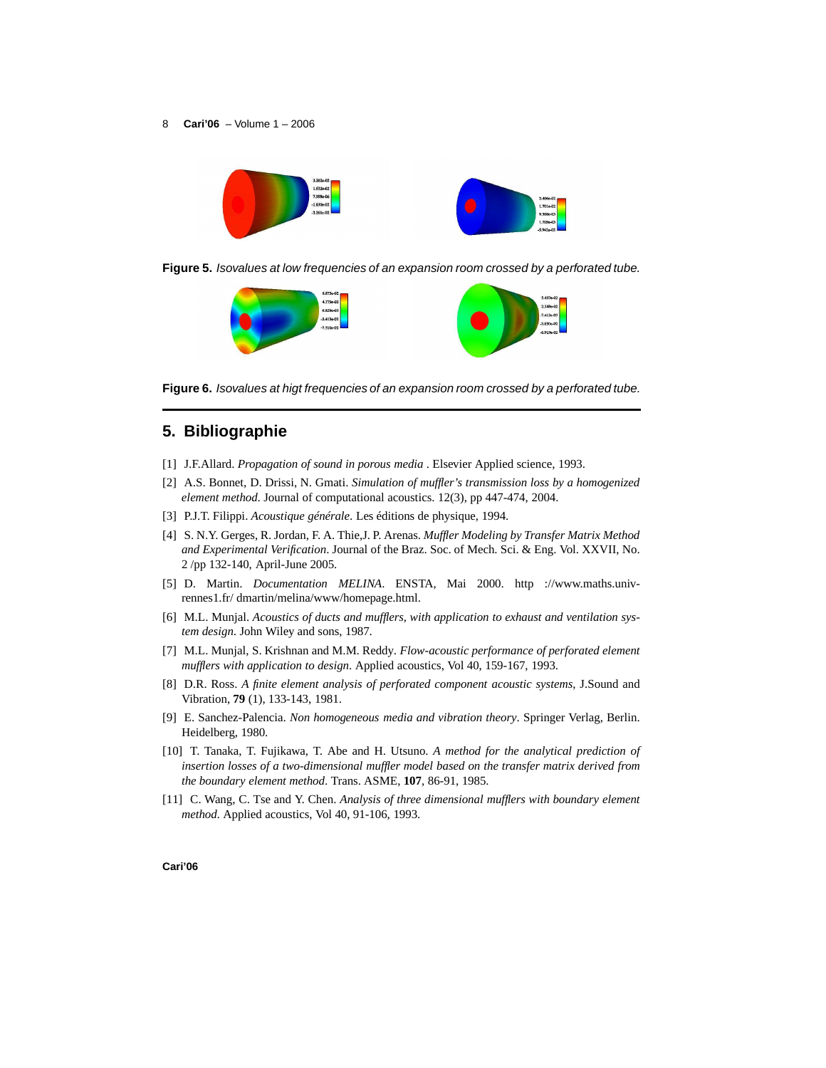Figure 5. *Isovalues at low frequencies of an expansion room crossed by a perforated tube.*

Figure 6. *Isovalues at higt frequencies of an expansion room crossed by a perforated tube.*

## 5. Bibliographie

[1] J.F.Allard. *Propagation of sound in porous media* . Elsevier Applied science, 1993.

[2] A.S. Bonnet, D. Drissi, N. Gmati. *Simulation of muffler's transmission loss by a homogenized element method*. Journal of computational acoustics. 12(3), pp 447-474, 2004.

[3] P.J.T. Filippi. *Acoustique générale*. Les éditions de physique, 1994.

[4] S. N.Y. Gerges, R. Jordan, F. A. Thie,J. P. Arenas. *Muffler Modeling by Transfer Matrix Method and Experimental Verification*. Journal of the Braz. Soc. of Mech. Sci. & Eng. Vol. XXVII, No. 2 /pp 132-140, April-June 2005.

[5] D. Martin. *Documentation MELINA*. ENSTA, Mai 2000. http ://www.maths.univ-rennes1.fr/ dmartin/melina/www/homepage.html.

[6] M.L. Munjal. *Acoustics of ducts and mufflers, with application to exhaust and ventilation system design*. John Wiley and sons, 1987.

[7] M.L. Munjal, S. Krishnan and M.M. Reddy. *Flow-acoustic performance of perforated element mufflers with application to design*. Applied acoustics, Vol 40, 159-167, 1993.

[8] D.R. Ross. *A finite element analysis of perforated component acoustic systems*, J.Sound and Vibration, **79** (1), 133-143, 1981.

[9] E. Sanchez-Palencia. *Non homogeneous media and vibration theory*. Springer Verlag, Berlin. Heidelberg, 1980.

[10] T. Tanaka, T. Fujikawa, T. Abe and H. Utsuno. *A method for the analytical prediction of insertion losses of a two-dimensional muffler model based on the transfer matrix derived from the boundary element method*. Trans. ASME, **107**, 86-91, 1985.

[11] C. Wang, C. Tse and Y. Chen. *Analysis of three dimensional mufflers with boundary element method*. Applied acoustics, Vol 40, 91-106, 1993.